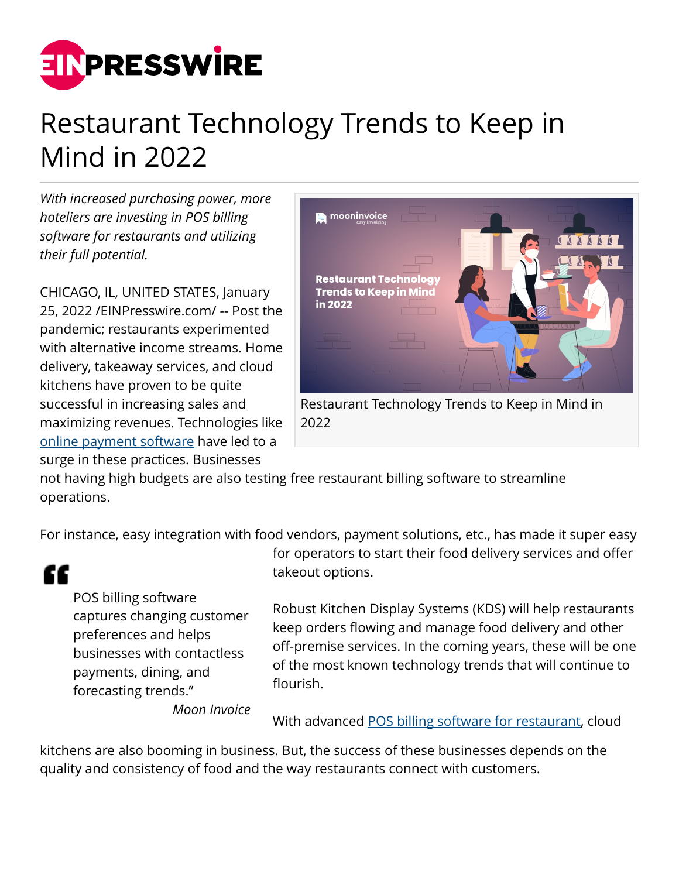# Restaurant Technology Trends to Keep in Mind in 2022

*With increased purchasing power, more hoteliers are investing in POS billing software for restaurants and utilizing their full potential.*

Restaurant Technology Trends to Keep in Mind in 2022

CHICAGO, IL, UNITED STATES, January 25, 2022 /EINPresswire.com/ -- Post the pandemic; restaurants experimented with alternative income streams. Home delivery, takeaway services, and cloud kitchens have proven to be quite successful in increasing sales and maximizing revenues. Technologies like online payment software have led to a surge in these practices. Businesses not having high budgets are also testing free restaurant billing software to streamline operations.

For instance, easy integration with food vendors, payment solutions, etc., has made it super easy for operators to start their food delivery services and offer takeout options.

> POS billing software captures changing customer preferences and helps businesses with contactless payments, dining, and forecasting trends."
>
> *Moon Invoice*

Robust Kitchen Display Systems (KDS) will help restaurants keep orders flowing and manage food delivery and other off-premise services. In the coming years, these will be one of the most known technology trends that will continue to flourish.

With advanced POS billing software for restaurant, cloud kitchens are also booming in business. But, the success of these businesses depends on the quality and consistency of food and the way restaurants connect with customers.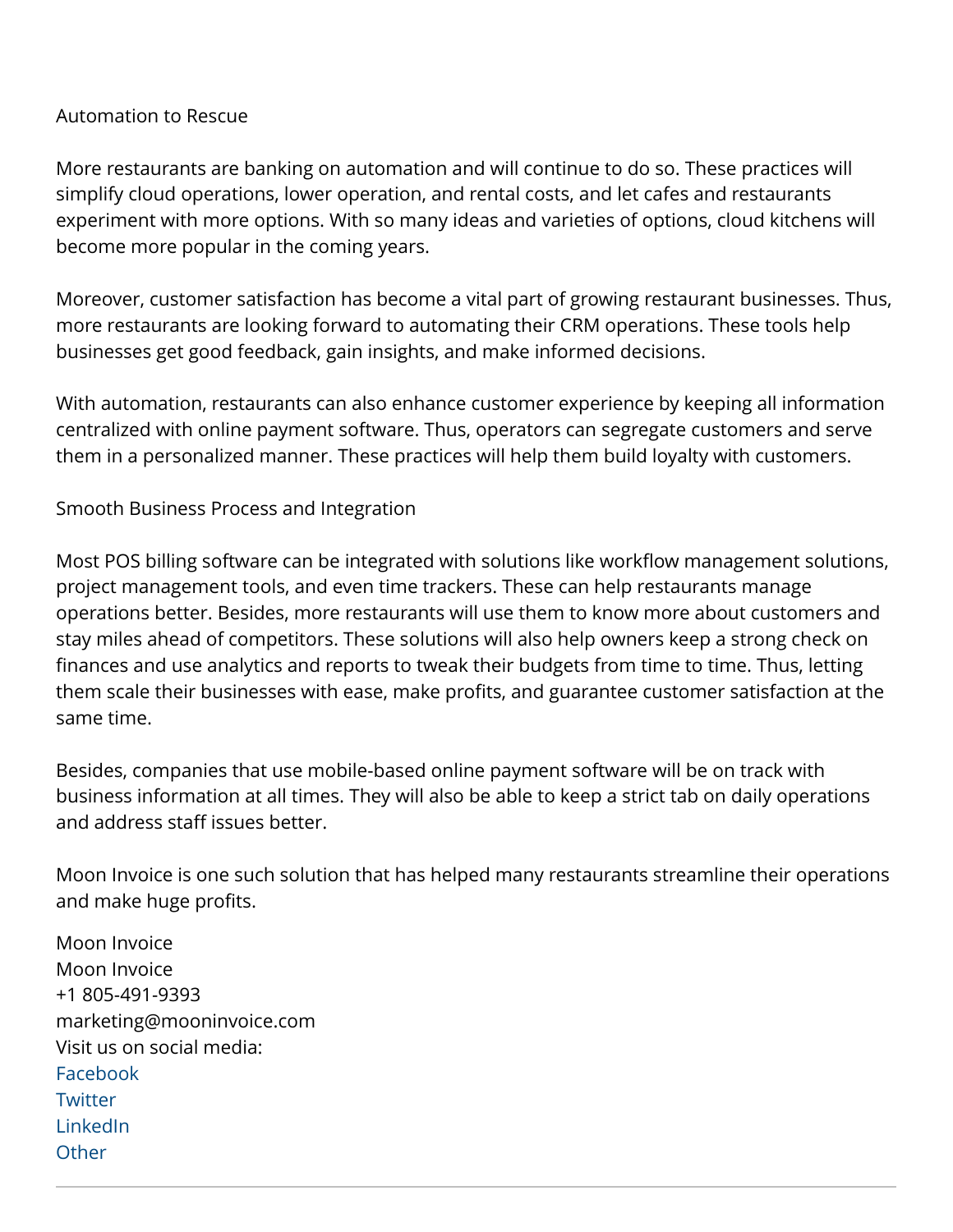## Automation to Rescue

More restaurants are banking on automation and will continue to do so. These practices will simplify cloud operations, lower operation, and rental costs, and let cafes and restaurants experiment with more options. With so many ideas and varieties of options, cloud kitchens will become more popular in the coming years.

Moreover, customer satisfaction has become a vital part of growing restaurant businesses. Thus, more restaurants are looking forward to automating their CRM operations. These tools help businesses get good feedback, gain insights, and make informed decisions.

With automation, restaurants can also enhance customer experience by keeping all information centralized with online payment software. Thus, operators can segregate customers and serve them in a personalized manner. These practices will help them build loyalty with customers.

## Smooth Business Process and Integration

Most POS billing software can be integrated with solutions like workflow management solutions, project management tools, and even time trackers. These can help restaurants manage operations better. Besides, more restaurants will use them to know more about customers and stay miles ahead of competitors. These solutions will also help owners keep a strong check on finances and use analytics and reports to tweak their budgets from time to time. Thus, letting them scale their businesses with ease, make profits, and guarantee customer satisfaction at the same time.

Besides, companies that use mobile-based online payment software will be on track with business information at all times. They will also be able to keep a strict tab on daily operations and address staff issues better.

Moon Invoice is one such solution that has helped many restaurants streamline their operations and make huge profits.

Moon Invoice
Moon Invoice
+1 805-491-9393
marketing@mooninvoice.com
Visit us on social media:
Facebook
Twitter
LinkedIn
Other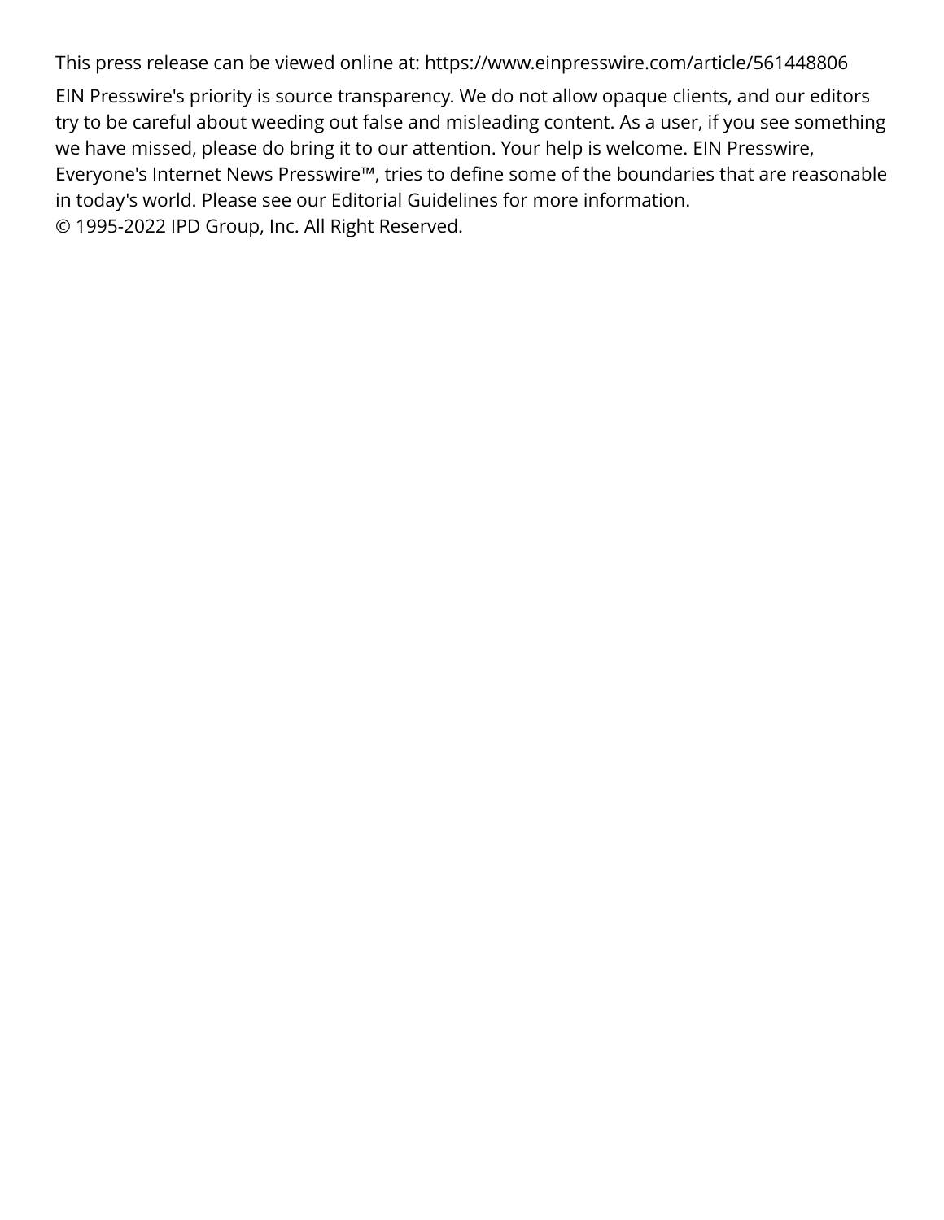This press release can be viewed online at: https://www.einpresswire.com/article/561448806

EIN Presswire's priority is source transparency. We do not allow opaque clients, and our editors try to be careful about weeding out false and misleading content. As a user, if you see something we have missed, please do bring it to our attention. Your help is welcome. EIN Presswire, Everyone's Internet News Presswire™, tries to define some of the boundaries that are reasonable in today's world. Please see our Editorial Guidelines for more information.
© 1995-2022 IPD Group, Inc. All Right Reserved.